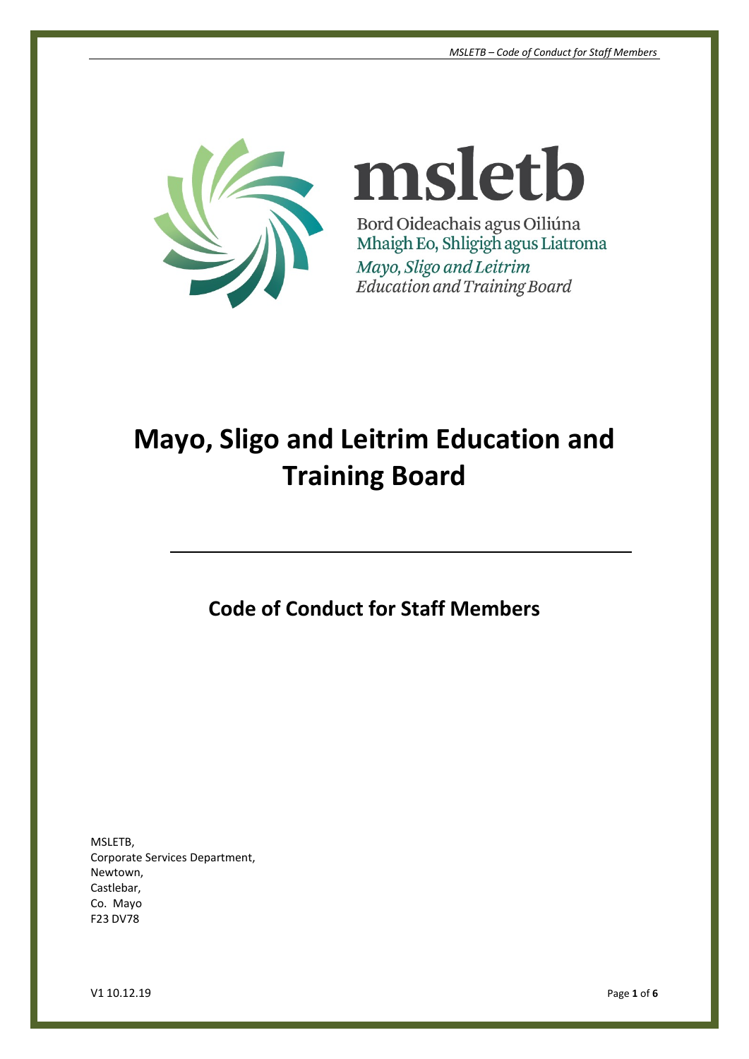msletb

Bord Oideachais agus Oiliúna
Mhaigh Eo, Shligigh agus Liatroma
*Mayo, Sligo and Leitrim*
*Education and Training Board*

# Mayo, Sligo and Leitrim Education and Training Board

## Code of Conduct for Staff Members

MSLETB,
Corporate Services Department,
Newtown,
Castlebar,
Co. Mayo
F23 DV78

V1 10.12.19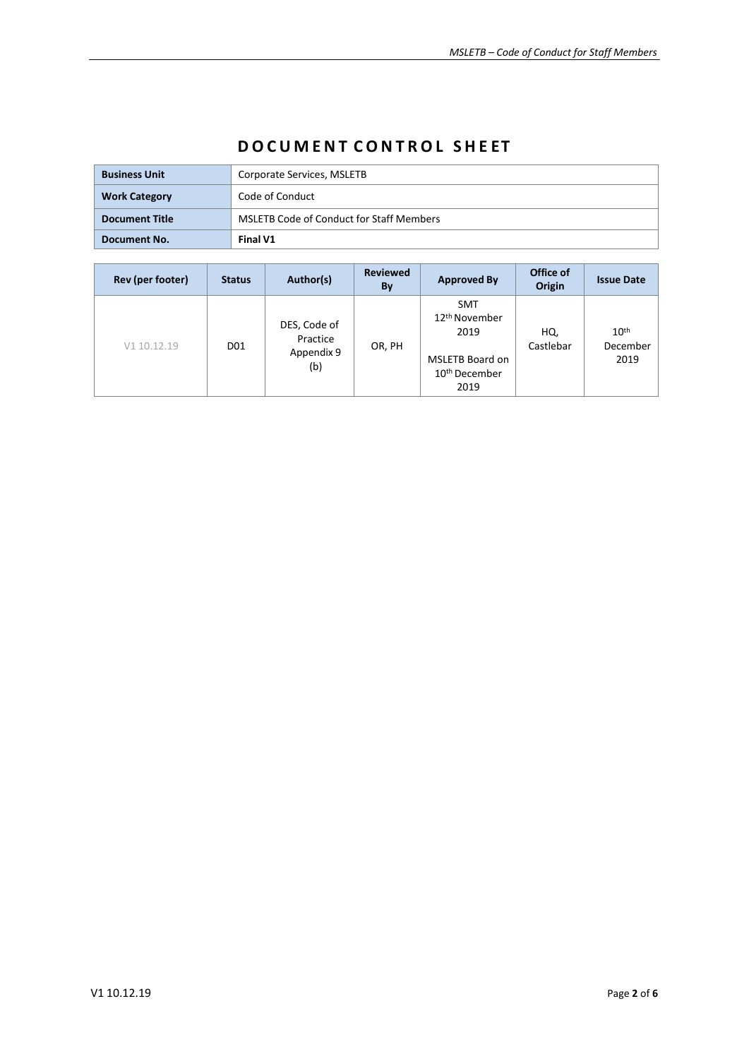# DOCUMENT CONTROL SHEET

| **Business Unit** | Corporate Services, MSLETB |
|---|---|
| **Work Category** | Code of Conduct |
| **Document Title** | MSLETB Code of Conduct for Staff Members |
| **Document No.** | **Final V1** |

| Rev (per footer) | Status | Author(s) | Reviewed By | Approved By | Office of Origin | Issue Date |
|---|---|---|---|---|---|---|
| V1 10.12.19 | D01 | DES, Code of Practice Appendix 9 (b) | OR, PH | SMT 12th November 2019<br><br>MSLETB Board on 10th December 2019 | HQ, Castlebar | 10th December 2019 |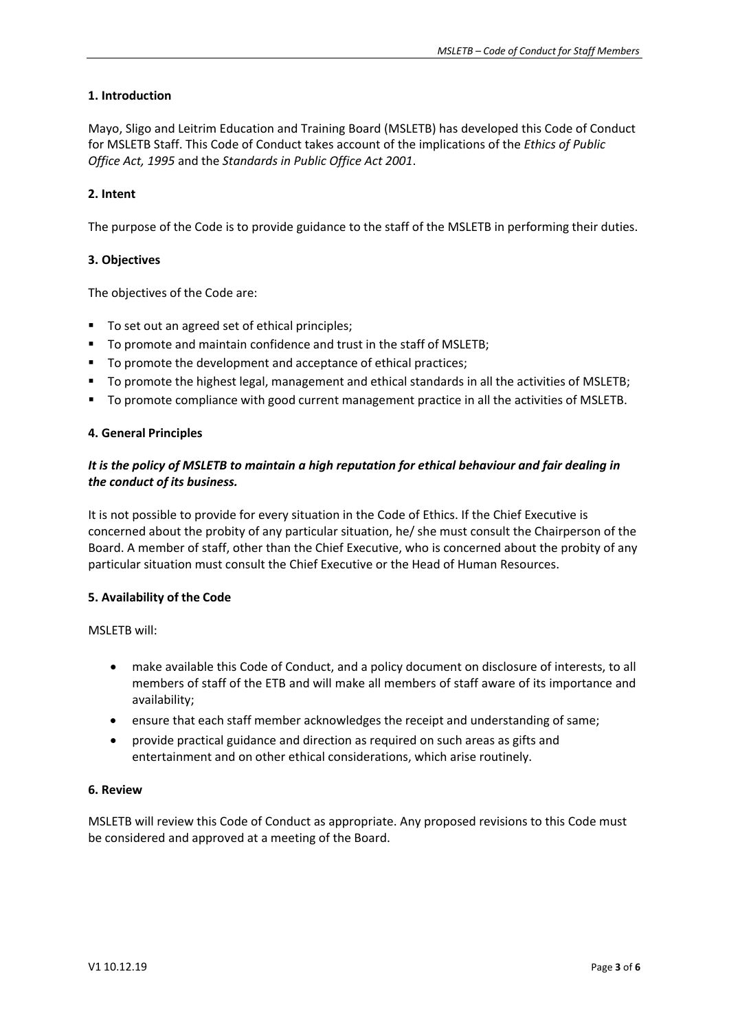## 1. Introduction

Mayo, Sligo and Leitrim Education and Training Board (MSLETB) has developed this Code of Conduct for MSLETB Staff. This Code of Conduct takes account of the implications of the *Ethics of Public Office Act, 1995* and the *Standards in Public Office Act 2001*.

## 2. Intent

The purpose of the Code is to provide guidance to the staff of the MSLETB in performing their duties.

## 3. Objectives

The objectives of the Code are:

- To set out an agreed set of ethical principles;
- To promote and maintain confidence and trust in the staff of MSLETB;
- To promote the development and acceptance of ethical practices;
- To promote the highest legal, management and ethical standards in all the activities of MSLETB;
- To promote compliance with good current management practice in all the activities of MSLETB.

## 4. General Principles

***It is the policy of MSLETB to maintain a high reputation for ethical behaviour and fair dealing in the conduct of its business.***

It is not possible to provide for every situation in the Code of Ethics. If the Chief Executive is concerned about the probity of any particular situation, he/ she must consult the Chairperson of the Board. A member of staff, other than the Chief Executive, who is concerned about the probity of any particular situation must consult the Chief Executive or the Head of Human Resources.

## 5. Availability of the Code

MSLETB will:

- make available this Code of Conduct, and a policy document on disclosure of interests, to all members of staff of the ETB and will make all members of staff aware of its importance and availability;
- ensure that each staff member acknowledges the receipt and understanding of same;
- provide practical guidance and direction as required on such areas as gifts and entertainment and on other ethical considerations, which arise routinely.

## 6. Review

MSLETB will review this Code of Conduct as appropriate. Any proposed revisions to this Code must be considered and approved at a meeting of the Board.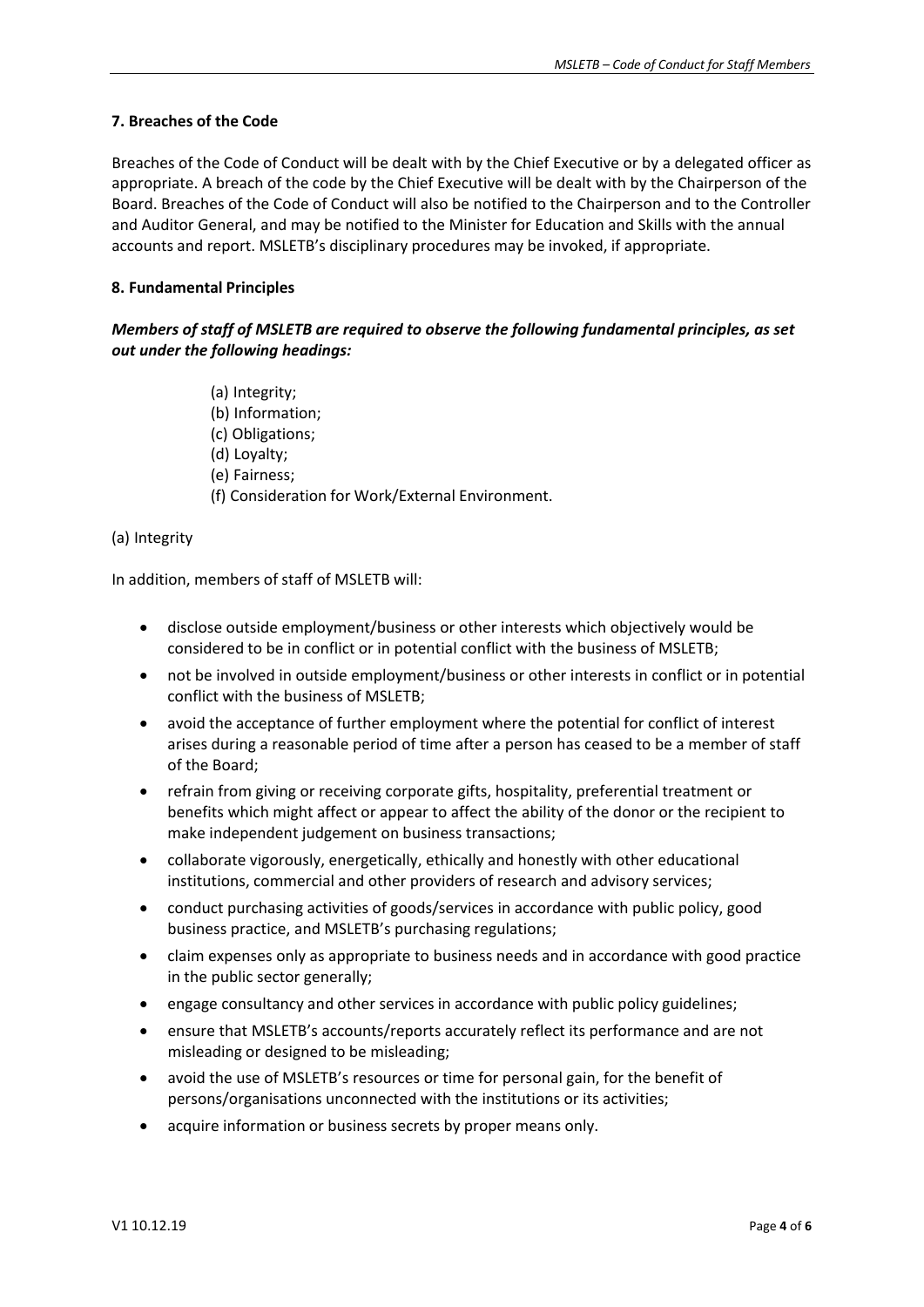**7. Breaches of the Code**

Breaches of the Code of Conduct will be dealt with by the Chief Executive or by a delegated officer as appropriate. A breach of the code by the Chief Executive will be dealt with by the Chairperson of the Board. Breaches of the Code of Conduct will also be notified to the Chairperson and to the Controller and Auditor General, and may be notified to the Minister for Education and Skills with the annual accounts and report. MSLETB's disciplinary procedures may be invoked, if appropriate.

**8. Fundamental Principles**

***Members of staff of MSLETB are required to observe the following fundamental principles, as set out under the following headings:***

(a) Integrity;
(b) Information;
(c) Obligations;
(d) Loyalty;
(e) Fairness;
(f) Consideration for Work/External Environment.

(a) Integrity

In addition, members of staff of MSLETB will:

- disclose outside employment/business or other interests which objectively would be considered to be in conflict or in potential conflict with the business of MSLETB;
- not be involved in outside employment/business or other interests in conflict or in potential conflict with the business of MSLETB;
- avoid the acceptance of further employment where the potential for conflict of interest arises during a reasonable period of time after a person has ceased to be a member of staff of the Board;
- refrain from giving or receiving corporate gifts, hospitality, preferential treatment or benefits which might affect or appear to affect the ability of the donor or the recipient to make independent judgement on business transactions;
- collaborate vigorously, energetically, ethically and honestly with other educational institutions, commercial and other providers of research and advisory services;
- conduct purchasing activities of goods/services in accordance with public policy, good business practice, and MSLETB's purchasing regulations;
- claim expenses only as appropriate to business needs and in accordance with good practice in the public sector generally;
- engage consultancy and other services in accordance with public policy guidelines;
- ensure that MSLETB's accounts/reports accurately reflect its performance and are not misleading or designed to be misleading;
- avoid the use of MSLETB's resources or time for personal gain, for the benefit of persons/organisations unconnected with the institutions or its activities;
- acquire information or business secrets by proper means only.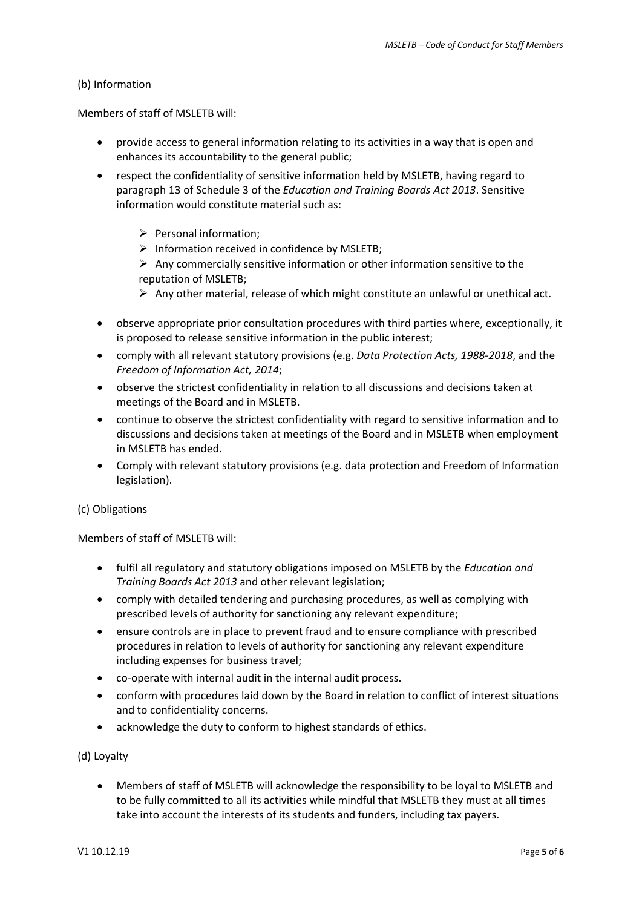(b) Information

Members of staff of MSLETB will:

- provide access to general information relating to its activities in a way that is open and enhances its accountability to the general public;
- respect the confidentiality of sensitive information held by MSLETB, having regard to paragraph 13 of Schedule 3 of the *Education and Training Boards Act 2013*. Sensitive information would constitute material such as:
    - Personal information;
    - Information received in confidence by MSLETB;
    - Any commercially sensitive information or other information sensitive to the reputation of MSLETB;
    - Any other material, release of which might constitute an unlawful or unethical act.
- observe appropriate prior consultation procedures with third parties where, exceptionally, it is proposed to release sensitive information in the public interest;
- comply with all relevant statutory provisions (e.g. *Data Protection Acts, 1988-2018*, and the *Freedom of Information Act, 2014*;
- observe the strictest confidentiality in relation to all discussions and decisions taken at meetings of the Board and in MSLETB.
- continue to observe the strictest confidentiality with regard to sensitive information and to discussions and decisions taken at meetings of the Board and in MSLETB when employment in MSLETB has ended.
- Comply with relevant statutory provisions (e.g. data protection and Freedom of Information legislation).

(c) Obligations

Members of staff of MSLETB will:

- fulfil all regulatory and statutory obligations imposed on MSLETB by the *Education and Training Boards Act 2013* and other relevant legislation;
- comply with detailed tendering and purchasing procedures, as well as complying with prescribed levels of authority for sanctioning any relevant expenditure;
- ensure controls are in place to prevent fraud and to ensure compliance with prescribed procedures in relation to levels of authority for sanctioning any relevant expenditure including expenses for business travel;
- co-operate with internal audit in the internal audit process.
- conform with procedures laid down by the Board in relation to conflict of interest situations and to confidentiality concerns.
- acknowledge the duty to conform to highest standards of ethics.

(d) Loyalty

- Members of staff of MSLETB will acknowledge the responsibility to be loyal to MSLETB and to be fully committed to all its activities while mindful that MSLETB they must at all times take into account the interests of its students and funders, including tax payers.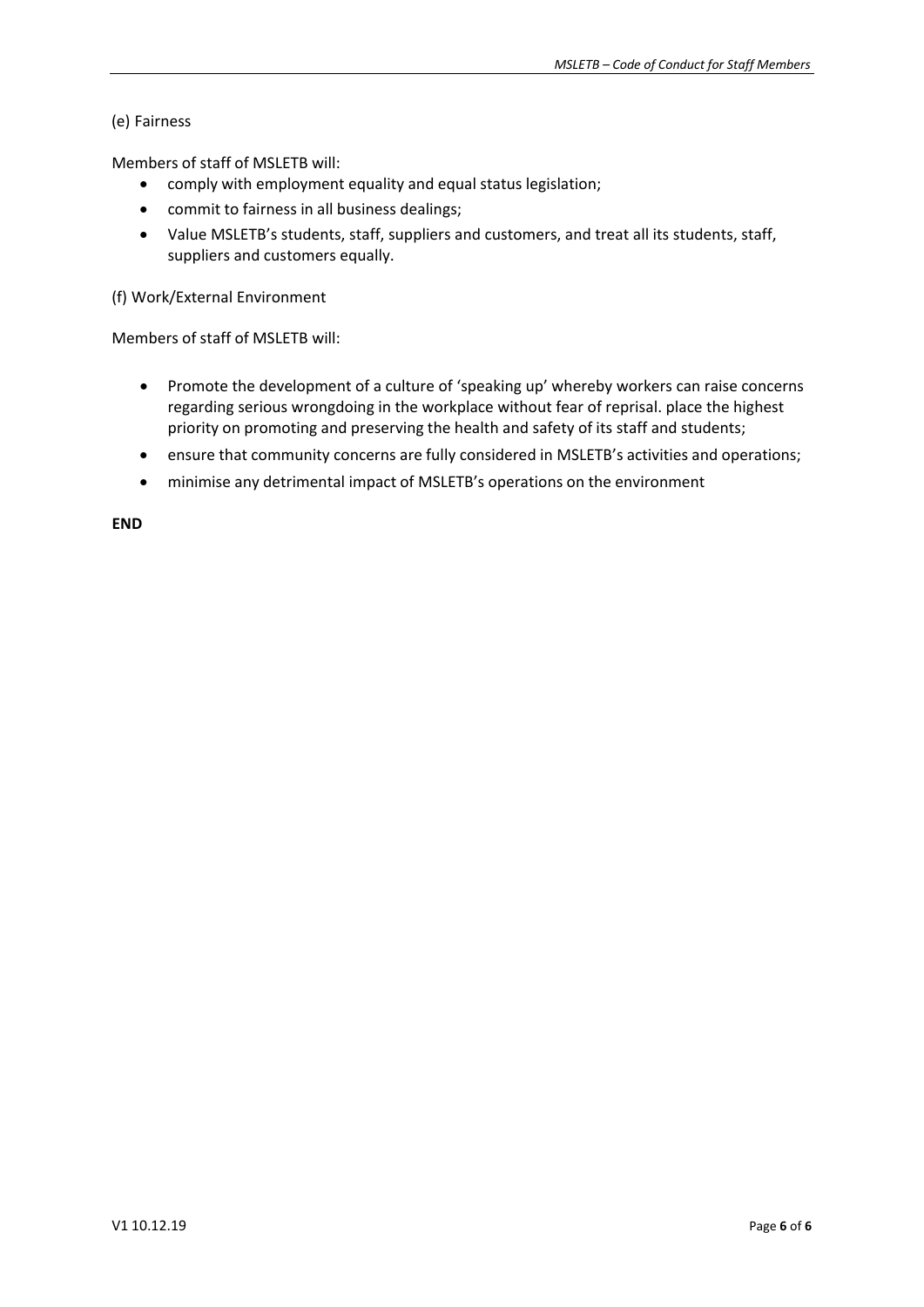(e) Fairness

Members of staff of MSLETB will:

- comply with employment equality and equal status legislation;
- commit to fairness in all business dealings;
- Value MSLETB's students, staff, suppliers and customers, and treat all its students, staff, suppliers and customers equally.

(f) Work/External Environment

Members of staff of MSLETB will:

- Promote the development of a culture of 'speaking up' whereby workers can raise concerns regarding serious wrongdoing in the workplace without fear of reprisal. place the highest priority on promoting and preserving the health and safety of its staff and students;
- ensure that community concerns are fully considered in MSLETB's activities and operations;
- minimise any detrimental impact of MSLETB's operations on the environment

**END**

V1 10.12.19